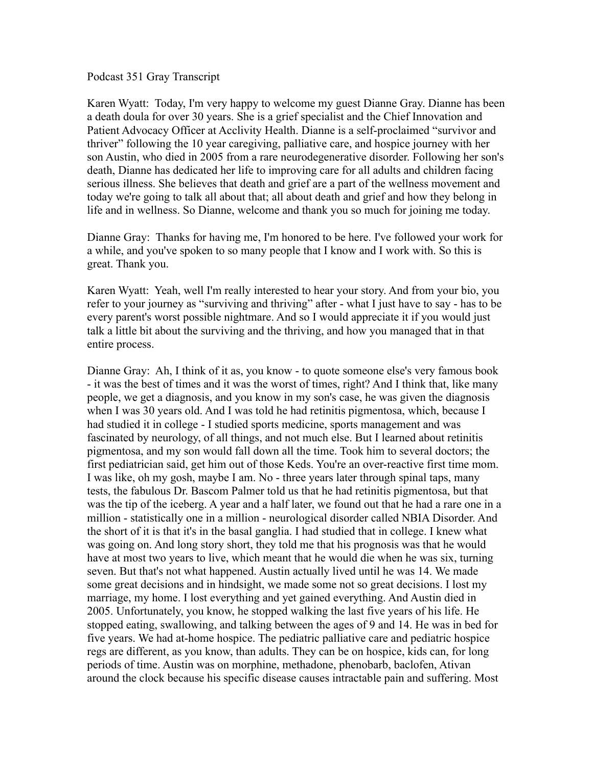Podcast 351 Gray Transcript

Karen Wyatt: Today, I'm very happy to welcome my guest Dianne Gray. Dianne has been a death doula for over 30 years. She is a grief specialist and the Chief Innovation and Patient Advocacy Officer at Acclivity Health. Dianne is a self-proclaimed "survivor and thriver" following the 10 year caregiving, palliative care, and hospice journey with her son Austin, who died in 2005 from a rare neurodegenerative disorder. Following her son's death, Dianne has dedicated her life to improving care for all adults and children facing serious illness. She believes that death and grief are a part of the wellness movement and today we're going to talk all about that; all about death and grief and how they belong in life and in wellness. So Dianne, welcome and thank you so much for joining me today.

Dianne Gray: Thanks for having me, I'm honored to be here. I've followed your work for a while, and you've spoken to so many people that I know and I work with. So this is great. Thank you.

Karen Wyatt: Yeah, well I'm really interested to hear your story. And from your bio, you refer to your journey as "surviving and thriving" after - what I just have to say - has to be every parent's worst possible nightmare. And so I would appreciate it if you would just talk a little bit about the surviving and the thriving, and how you managed that in that entire process.

Dianne Gray: Ah, I think of it as, you know - to quote someone else's very famous book - it was the best of times and it was the worst of times, right? And I think that, like many people, we get a diagnosis, and you know in my son's case, he was given the diagnosis when I was 30 years old. And I was told he had retinitis pigmentosa, which, because I had studied it in college - I studied sports medicine, sports management and was fascinated by neurology, of all things, and not much else. But I learned about retinitis pigmentosa, and my son would fall down all the time. Took him to several doctors; the first pediatrician said, get him out of those Keds. You're an over-reactive first time mom. I was like, oh my gosh, maybe I am. No - three years later through spinal taps, many tests, the fabulous Dr. Bascom Palmer told us that he had retinitis pigmentosa, but that was the tip of the iceberg. A year and a half later, we found out that he had a rare one in a million - statistically one in a million - neurological disorder called NBIA Disorder. And the short of it is that it's in the basal ganglia. I had studied that in college. I knew what was going on. And long story short, they told me that his prognosis was that he would have at most two years to live, which meant that he would die when he was six, turning seven. But that's not what happened. Austin actually lived until he was 14. We made some great decisions and in hindsight, we made some not so great decisions. I lost my marriage, my home. I lost everything and yet gained everything. And Austin died in 2005. Unfortunately, you know, he stopped walking the last five years of his life. He stopped eating, swallowing, and talking between the ages of 9 and 14. He was in bed for five years. We had at-home hospice. The pediatric palliative care and pediatric hospice regs are different, as you know, than adults. They can be on hospice, kids can, for long periods of time. Austin was on morphine, methadone, phenobarb, baclofen, Ativan around the clock because his specific disease causes intractable pain and suffering. Most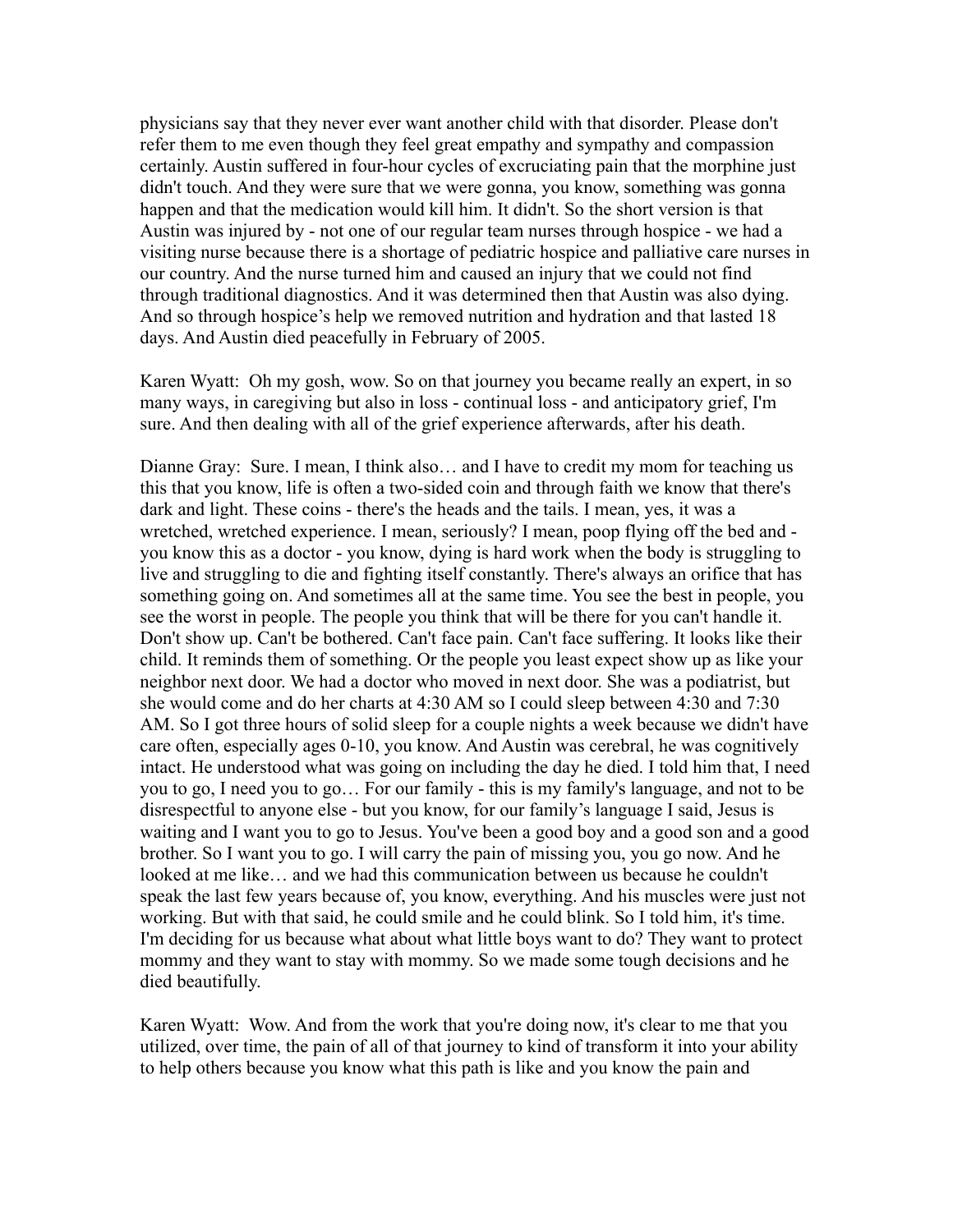physicians say that they never ever want another child with that disorder. Please don't refer them to me even though they feel great empathy and sympathy and compassion certainly. Austin suffered in four-hour cycles of excruciating pain that the morphine just didn't touch. And they were sure that we were gonna, you know, something was gonna happen and that the medication would kill him. It didn't. So the short version is that Austin was injured by - not one of our regular team nurses through hospice - we had a visiting nurse because there is a shortage of pediatric hospice and palliative care nurses in our country. And the nurse turned him and caused an injury that we could not find through traditional diagnostics. And it was determined then that Austin was also dying. And so through hospice's help we removed nutrition and hydration and that lasted 18 days. And Austin died peacefully in February of 2005.

Karen Wyatt: Oh my gosh, wow. So on that journey you became really an expert, in so many ways, in caregiving but also in loss - continual loss - and anticipatory grief, I'm sure. And then dealing with all of the grief experience afterwards, after his death.

Dianne Gray: Sure. I mean, I think also… and I have to credit my mom for teaching us this that you know, life is often a two-sided coin and through faith we know that there's dark and light. These coins - there's the heads and the tails. I mean, yes, it was a wretched, wretched experience. I mean, seriously? I mean, poop flying off the bed and - you know this as a doctor - you know, dying is hard work when the body is struggling to live and struggling to die and fighting itself constantly. There's always an orifice that has something going on. And sometimes all at the same time. You see the best in people, you see the worst in people. The people you think that will be there for you can't handle it. Don't show up. Can't be bothered. Can't face pain. Can't face suffering. It looks like their child. It reminds them of something. Or the people you least expect show up as like your neighbor next door. We had a doctor who moved in next door. She was a podiatrist, but she would come and do her charts at 4:30 AM so I could sleep between 4:30 and 7:30 AM. So I got three hours of solid sleep for a couple nights a week because we didn't have care often, especially ages 0-10, you know. And Austin was cerebral, he was cognitively intact. He understood what was going on including the day he died. I told him that, I need you to go, I need you to go… For our family - this is my family's language, and not to be disrespectful to anyone else - but you know, for our family's language I said, Jesus is waiting and I want you to go to Jesus. You've been a good boy and a good son and a good brother. So I want you to go. I will carry the pain of missing you, you go now. And he looked at me like… and we had this communication between us because he couldn't speak the last few years because of, you know, everything. And his muscles were just not working. But with that said, he could smile and he could blink. So I told him, it's time. I'm deciding for us because what about what little boys want to do? They want to protect mommy and they want to stay with mommy. So we made some tough decisions and he died beautifully.

Karen Wyatt: Wow. And from the work that you're doing now, it's clear to me that you utilized, over time, the pain of all of that journey to kind of transform it into your ability to help others because you know what this path is like and you know the pain and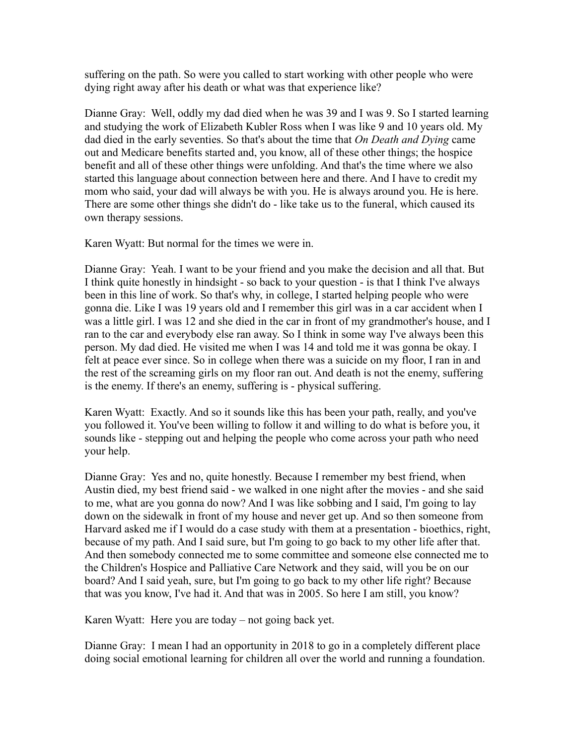suffering on the path. So were you called to start working with other people who were dying right away after his death or what was that experience like?

Dianne Gray: Well, oddly my dad died when he was 39 and I was 9. So I started learning and studying the work of Elizabeth Kubler Ross when I was like 9 and 10 years old. My dad died in the early seventies. So that's about the time that *On Death and Dying* came out and Medicare benefits started and, you know, all of these other things; the hospice benefit and all of these other things were unfolding. And that's the time where we also started this language about connection between here and there. And I have to credit my mom who said, your dad will always be with you. He is always around you. He is here. There are some other things she didn't do - like take us to the funeral, which caused its own therapy sessions.

Karen Wyatt: But normal for the times we were in.

Dianne Gray: Yeah. I want to be your friend and you make the decision and all that. But I think quite honestly in hindsight - so back to your question - is that I think I've always been in this line of work. So that's why, in college, I started helping people who were gonna die. Like I was 19 years old and I remember this girl was in a car accident when I was a little girl. I was 12 and she died in the car in front of my grandmother's house, and I ran to the car and everybody else ran away. So I think in some way I've always been this person. My dad died. He visited me when I was 14 and told me it was gonna be okay. I felt at peace ever since. So in college when there was a suicide on my floor, I ran in and the rest of the screaming girls on my floor ran out. And death is not the enemy, suffering is the enemy. If there's an enemy, suffering is - physical suffering.

Karen Wyatt: Exactly. And so it sounds like this has been your path, really, and you've you followed it. You've been willing to follow it and willing to do what is before you, it sounds like - stepping out and helping the people who come across your path who need your help.

Dianne Gray: Yes and no, quite honestly. Because I remember my best friend, when Austin died, my best friend said - we walked in one night after the movies - and she said to me, what are you gonna do now? And I was like sobbing and I said, I'm going to lay down on the sidewalk in front of my house and never get up. And so then someone from Harvard asked me if I would do a case study with them at a presentation - bioethics, right, because of my path. And I said sure, but I'm going to go back to my other life after that. And then somebody connected me to some committee and someone else connected me to the Children's Hospice and Palliative Care Network and they said, will you be on our board? And I said yeah, sure, but I'm going to go back to my other life right? Because that was you know, I've had it. And that was in 2005. So here I am still, you know?

Karen Wyatt: Here you are today – not going back yet.

Dianne Gray: I mean I had an opportunity in 2018 to go in a completely different place doing social emotional learning for children all over the world and running a foundation.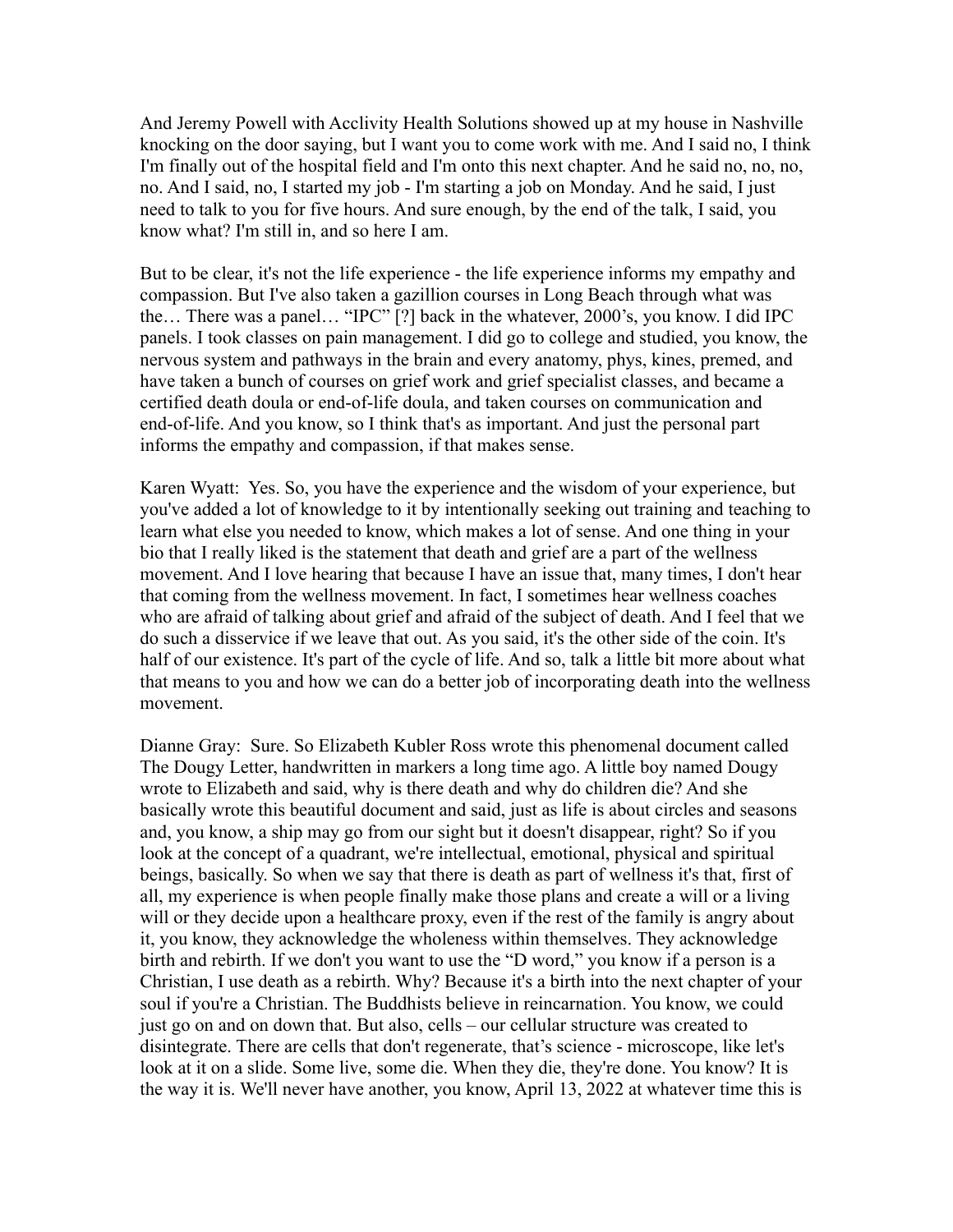And Jeremy Powell with Acclivity Health Solutions showed up at my house in Nashville knocking on the door saying, but I want you to come work with me. And I said no, I think I'm finally out of the hospital field and I'm onto this next chapter. And he said no, no, no, no. And I said, no, I started my job - I'm starting a job on Monday. And he said, I just need to talk to you for five hours. And sure enough, by the end of the talk, I said, you know what? I'm still in, and so here I am.

But to be clear, it's not the life experience - the life experience informs my empathy and compassion. But I've also taken a gazillion courses in Long Beach through what was the… There was a panel… "IPC" [?] back in the whatever, 2000's, you know. I did IPC panels. I took classes on pain management. I did go to college and studied, you know, the nervous system and pathways in the brain and every anatomy, phys, kines, premed, and have taken a bunch of courses on grief work and grief specialist classes, and became a certified death doula or end-of-life doula, and taken courses on communication and end-of-life. And you know, so I think that's as important. And just the personal part informs the empathy and compassion, if that makes sense.

Karen Wyatt: Yes. So, you have the experience and the wisdom of your experience, but you've added a lot of knowledge to it by intentionally seeking out training and teaching to learn what else you needed to know, which makes a lot of sense. And one thing in your bio that I really liked is the statement that death and grief are a part of the wellness movement. And I love hearing that because I have an issue that, many times, I don't hear that coming from the wellness movement. In fact, I sometimes hear wellness coaches who are afraid of talking about grief and afraid of the subject of death. And I feel that we do such a disservice if we leave that out. As you said, it's the other side of the coin. It's half of our existence. It's part of the cycle of life. And so, talk a little bit more about what that means to you and how we can do a better job of incorporating death into the wellness movement.

Dianne Gray: Sure. So Elizabeth Kubler Ross wrote this phenomenal document called The Dougy Letter, handwritten in markers a long time ago. A little boy named Dougy wrote to Elizabeth and said, why is there death and why do children die? And she basically wrote this beautiful document and said, just as life is about circles and seasons and, you know, a ship may go from our sight but it doesn't disappear, right? So if you look at the concept of a quadrant, we're intellectual, emotional, physical and spiritual beings, basically. So when we say that there is death as part of wellness it's that, first of all, my experience is when people finally make those plans and create a will or a living will or they decide upon a healthcare proxy, even if the rest of the family is angry about it, you know, they acknowledge the wholeness within themselves. They acknowledge birth and rebirth. If we don't you want to use the "D word," you know if a person is a Christian, I use death as a rebirth. Why? Because it's a birth into the next chapter of your soul if you're a Christian. The Buddhists believe in reincarnation. You know, we could just go on and on down that. But also, cells – our cellular structure was created to disintegrate. There are cells that don't regenerate, that's science - microscope, like let's look at it on a slide. Some live, some die. When they die, they're done. You know? It is the way it is. We'll never have another, you know, April 13, 2022 at whatever time this is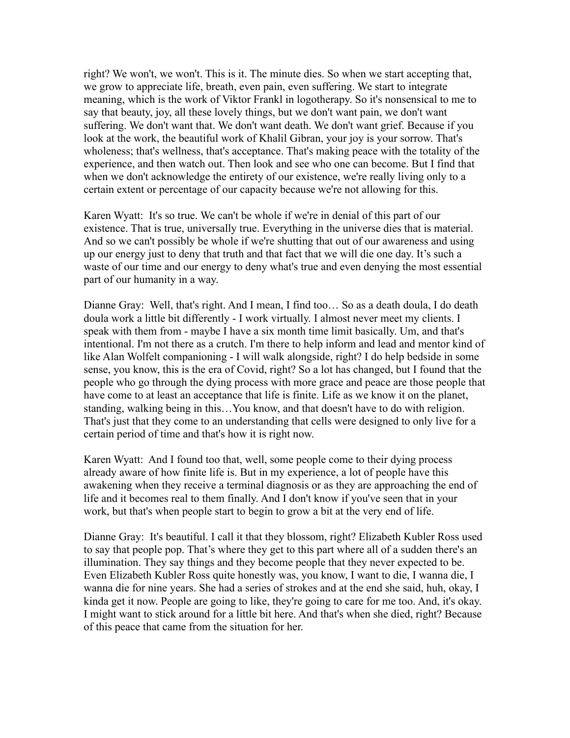right? We won't, we won't. This is it. The minute dies. So when we start accepting that, we grow to appreciate life, breath, even pain, even suffering. We start to integrate meaning, which is the work of Viktor Frankl in logotherapy. So it's nonsensical to me to say that beauty, joy, all these lovely things, but we don't want pain, we don't want suffering. We don't want that. We don't want death. We don't want grief. Because if you look at the work, the beautiful work of Khalil Gibran, your joy is your sorrow. That's wholeness; that's wellness, that's acceptance. That's making peace with the totality of the experience, and then watch out. Then look and see who one can become. But I find that when we don't acknowledge the entirety of our existence, we're really living only to a certain extent or percentage of our capacity because we're not allowing for this.

Karen Wyatt: It's so true. We can't be whole if we're in denial of this part of our existence. That is true, universally true. Everything in the universe dies that is material. And so we can't possibly be whole if we're shutting that out of our awareness and using up our energy just to deny that truth and that fact that we will die one day. It's such a waste of our time and our energy to deny what's true and even denying the most essential part of our humanity in a way.

Dianne Gray: Well, that's right. And I mean, I find too… So as a death doula, I do death doula work a little bit differently - I work virtually. I almost never meet my clients. I speak with them from - maybe I have a six month time limit basically. Um, and that's intentional. I'm not there as a crutch. I'm there to help inform and lead and mentor kind of like Alan Wolfelt companioning - I will walk alongside, right? I do help bedside in some sense, you know, this is the era of Covid, right? So a lot has changed, but I found that the people who go through the dying process with more grace and peace are those people that have come to at least an acceptance that life is finite. Life as we know it on the planet, standing, walking being in this…You know, and that doesn't have to do with religion. That's just that they come to an understanding that cells were designed to only live for a certain period of time and that's how it is right now.

Karen Wyatt: And I found too that, well, some people come to their dying process already aware of how finite life is. But in my experience, a lot of people have this awakening when they receive a terminal diagnosis or as they are approaching the end of life and it becomes real to them finally. And I don't know if you've seen that in your work, but that's when people start to begin to grow a bit at the very end of life.

Dianne Gray: It's beautiful. I call it that they blossom, right? Elizabeth Kubler Ross used to say that people pop. That's where they get to this part where all of a sudden there's an illumination. They say things and they become people that they never expected to be. Even Elizabeth Kubler Ross quite honestly was, you know, I want to die, I wanna die, I wanna die for nine years. She had a series of strokes and at the end she said, huh, okay, I kinda get it now. People are going to like, they're going to care for me too. And, it's okay. I might want to stick around for a little bit here. And that's when she died, right? Because of this peace that came from the situation for her.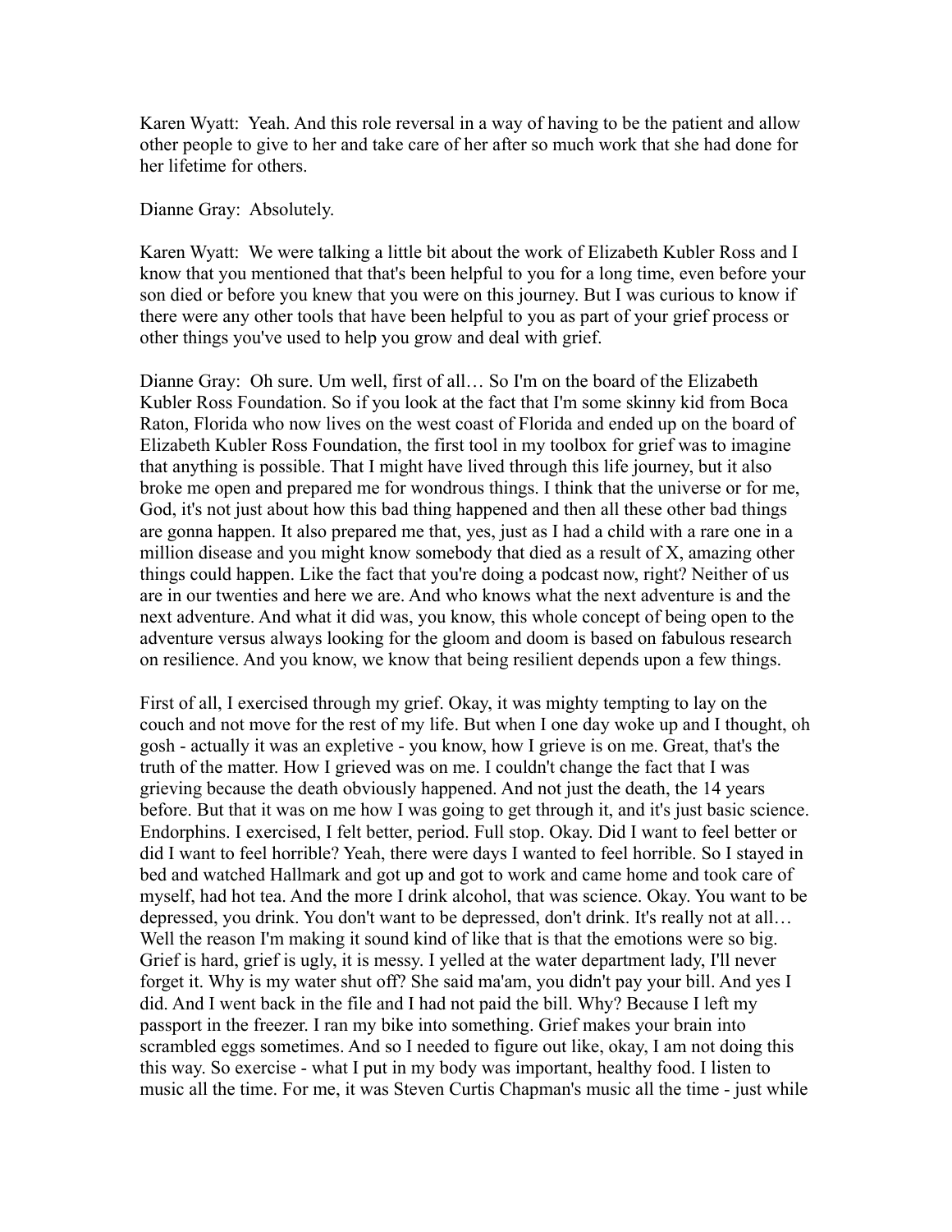Karen Wyatt: Yeah. And this role reversal in a way of having to be the patient and allow other people to give to her and take care of her after so much work that she had done for her lifetime for others.

Dianne Gray: Absolutely.

Karen Wyatt: We were talking a little bit about the work of Elizabeth Kubler Ross and I know that you mentioned that that's been helpful to you for a long time, even before your son died or before you knew that you were on this journey. But I was curious to know if there were any other tools that have been helpful to you as part of your grief process or other things you've used to help you grow and deal with grief.

Dianne Gray: Oh sure. Um well, first of all… So I'm on the board of the Elizabeth Kubler Ross Foundation. So if you look at the fact that I'm some skinny kid from Boca Raton, Florida who now lives on the west coast of Florida and ended up on the board of Elizabeth Kubler Ross Foundation, the first tool in my toolbox for grief was to imagine that anything is possible. That I might have lived through this life journey, but it also broke me open and prepared me for wondrous things. I think that the universe or for me, God, it's not just about how this bad thing happened and then all these other bad things are gonna happen. It also prepared me that, yes, just as I had a child with a rare one in a million disease and you might know somebody that died as a result of X, amazing other things could happen. Like the fact that you're doing a podcast now, right? Neither of us are in our twenties and here we are. And who knows what the next adventure is and the next adventure. And what it did was, you know, this whole concept of being open to the adventure versus always looking for the gloom and doom is based on fabulous research on resilience. And you know, we know that being resilient depends upon a few things.

First of all, I exercised through my grief. Okay, it was mighty tempting to lay on the couch and not move for the rest of my life. But when I one day woke up and I thought, oh gosh - actually it was an expletive - you know, how I grieve is on me. Great, that's the truth of the matter. How I grieved was on me. I couldn't change the fact that I was grieving because the death obviously happened. And not just the death, the 14 years before. But that it was on me how I was going to get through it, and it's just basic science. Endorphins. I exercised, I felt better, period. Full stop. Okay. Did I want to feel better or did I want to feel horrible? Yeah, there were days I wanted to feel horrible. So I stayed in bed and watched Hallmark and got up and got to work and came home and took care of myself, had hot tea. And the more I drink alcohol, that was science. Okay. You want to be depressed, you drink. You don't want to be depressed, don't drink. It's really not at all… Well the reason I'm making it sound kind of like that is that the emotions were so big. Grief is hard, grief is ugly, it is messy. I yelled at the water department lady, I'll never forget it. Why is my water shut off? She said ma'am, you didn't pay your bill. And yes I did. And I went back in the file and I had not paid the bill. Why? Because I left my passport in the freezer. I ran my bike into something. Grief makes your brain into scrambled eggs sometimes. And so I needed to figure out like, okay, I am not doing this this way. So exercise - what I put in my body was important, healthy food. I listen to music all the time. For me, it was Steven Curtis Chapman's music all the time - just while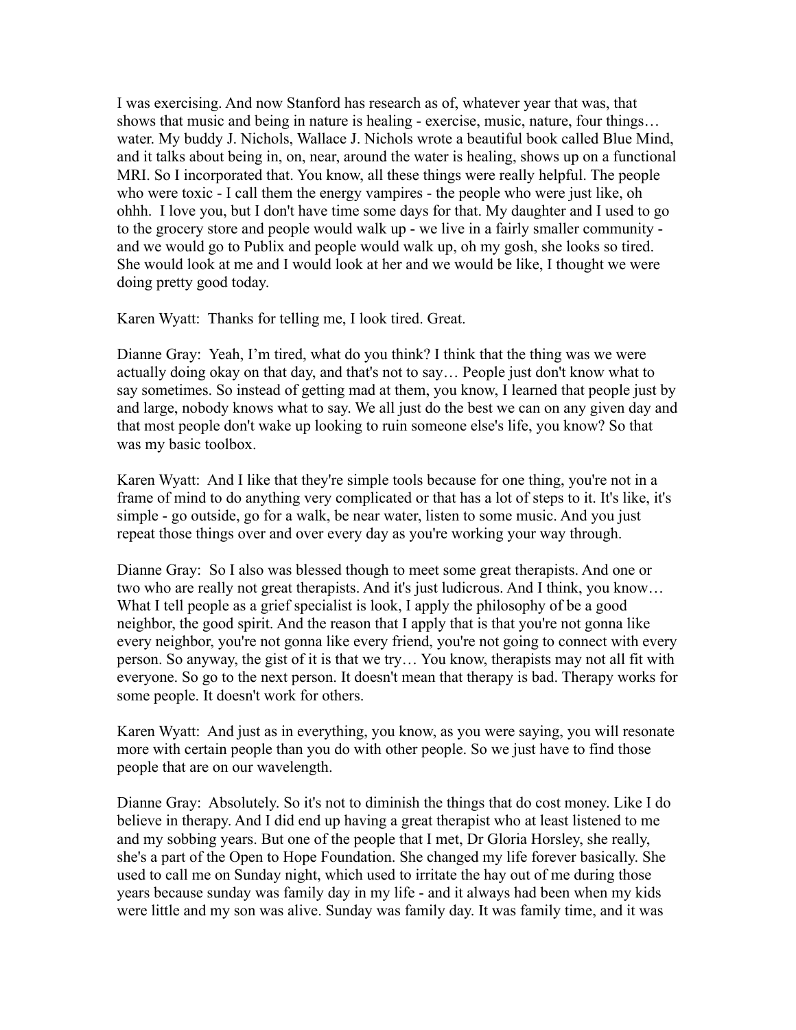I was exercising. And now Stanford has research as of, whatever year that was, that shows that music and being in nature is healing - exercise, music, nature, four things… water. My buddy J. Nichols, Wallace J. Nichols wrote a beautiful book called Blue Mind, and it talks about being in, on, near, around the water is healing, shows up on a functional MRI. So I incorporated that. You know, all these things were really helpful. The people who were toxic - I call them the energy vampires - the people who were just like, oh ohhh. I love you, but I don't have time some days for that. My daughter and I used to go to the grocery store and people would walk up - we live in a fairly smaller community - and we would go to Publix and people would walk up, oh my gosh, she looks so tired. She would look at me and I would look at her and we would be like, I thought we were doing pretty good today.

Karen Wyatt: Thanks for telling me, I look tired. Great.

Dianne Gray: Yeah, I'm tired, what do you think? I think that the thing was we were actually doing okay on that day, and that's not to say… People just don't know what to say sometimes. So instead of getting mad at them, you know, I learned that people just by and large, nobody knows what to say. We all just do the best we can on any given day and that most people don't wake up looking to ruin someone else's life, you know? So that was my basic toolbox.

Karen Wyatt: And I like that they're simple tools because for one thing, you're not in a frame of mind to do anything very complicated or that has a lot of steps to it. It's like, it's simple - go outside, go for a walk, be near water, listen to some music. And you just repeat those things over and over every day as you're working your way through.

Dianne Gray: So I also was blessed though to meet some great therapists. And one or two who are really not great therapists. And it's just ludicrous. And I think, you know… What I tell people as a grief specialist is look, I apply the philosophy of be a good neighbor, the good spirit. And the reason that I apply that is that you're not gonna like every neighbor, you're not gonna like every friend, you're not going to connect with every person. So anyway, the gist of it is that we try… You know, therapists may not all fit with everyone. So go to the next person. It doesn't mean that therapy is bad. Therapy works for some people. It doesn't work for others.

Karen Wyatt: And just as in everything, you know, as you were saying, you will resonate more with certain people than you do with other people. So we just have to find those people that are on our wavelength.

Dianne Gray: Absolutely. So it's not to diminish the things that do cost money. Like I do believe in therapy. And I did end up having a great therapist who at least listened to me and my sobbing years. But one of the people that I met, Dr Gloria Horsley, she really, she's a part of the Open to Hope Foundation. She changed my life forever basically. She used to call me on Sunday night, which used to irritate the hay out of me during those years because sunday was family day in my life - and it always had been when my kids were little and my son was alive. Sunday was family day. It was family time, and it was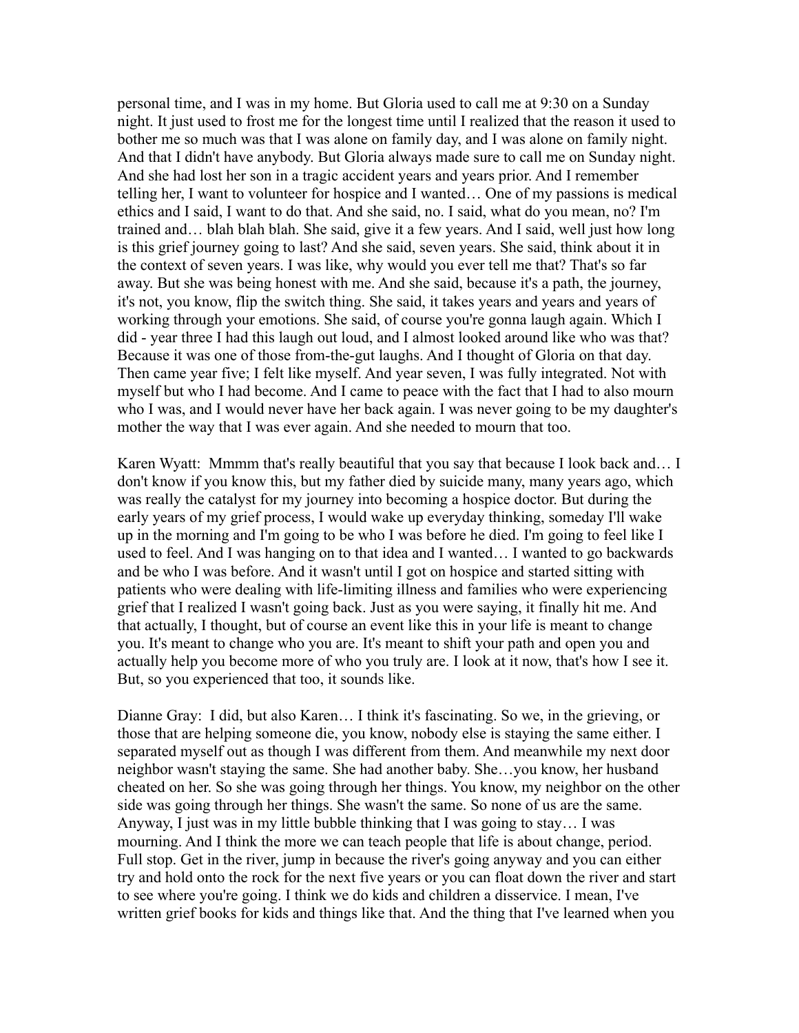personal time, and I was in my home. But Gloria used to call me at 9:30 on a Sunday night. It just used to frost me for the longest time until I realized that the reason it used to bother me so much was that I was alone on family day, and I was alone on family night. And that I didn't have anybody. But Gloria always made sure to call me on Sunday night. And she had lost her son in a tragic accident years and years prior. And I remember telling her, I want to volunteer for hospice and I wanted… One of my passions is medical ethics and I said, I want to do that. And she said, no. I said, what do you mean, no? I'm trained and… blah blah blah. She said, give it a few years. And I said, well just how long is this grief journey going to last? And she said, seven years. She said, think about it in the context of seven years. I was like, why would you ever tell me that? That's so far away. But she was being honest with me. And she said, because it's a path, the journey, it's not, you know, flip the switch thing. She said, it takes years and years and years of working through your emotions. She said, of course you're gonna laugh again. Which I did - year three I had this laugh out loud, and I almost looked around like who was that? Because it was one of those from-the-gut laughs. And I thought of Gloria on that day. Then came year five; I felt like myself. And year seven, I was fully integrated. Not with myself but who I had become. And I came to peace with the fact that I had to also mourn who I was, and I would never have her back again. I was never going to be my daughter's mother the way that I was ever again. And she needed to mourn that too.

Karen Wyatt: Mmmm that's really beautiful that you say that because I look back and… I don't know if you know this, but my father died by suicide many, many years ago, which was really the catalyst for my journey into becoming a hospice doctor. But during the early years of my grief process, I would wake up everyday thinking, someday I'll wake up in the morning and I'm going to be who I was before he died. I'm going to feel like I used to feel. And I was hanging on to that idea and I wanted… I wanted to go backwards and be who I was before. And it wasn't until I got on hospice and started sitting with patients who were dealing with life-limiting illness and families who were experiencing grief that I realized I wasn't going back. Just as you were saying, it finally hit me. And that actually, I thought, but of course an event like this in your life is meant to change you. It's meant to change who you are. It's meant to shift your path and open you and actually help you become more of who you truly are. I look at it now, that's how I see it. But, so you experienced that too, it sounds like.

Dianne Gray: I did, but also Karen… I think it's fascinating. So we, in the grieving, or those that are helping someone die, you know, nobody else is staying the same either. I separated myself out as though I was different from them. And meanwhile my next door neighbor wasn't staying the same. She had another baby. She…you know, her husband cheated on her. So she was going through her things. You know, my neighbor on the other side was going through her things. She wasn't the same. So none of us are the same. Anyway, I just was in my little bubble thinking that I was going to stay… I was mourning. And I think the more we can teach people that life is about change, period. Full stop. Get in the river, jump in because the river's going anyway and you can either try and hold onto the rock for the next five years or you can float down the river and start to see where you're going. I think we do kids and children a disservice. I mean, I've written grief books for kids and things like that. And the thing that I've learned when you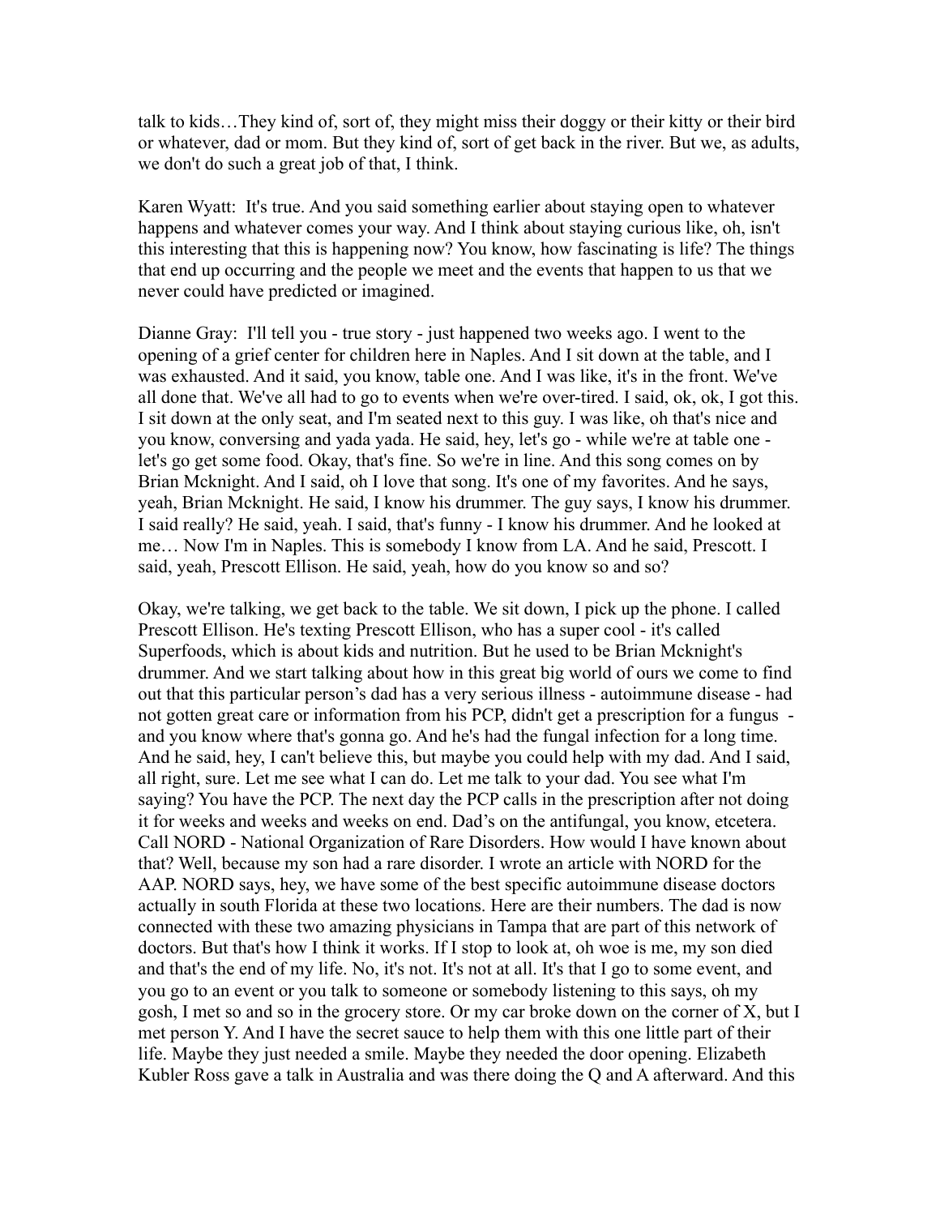talk to kids…They kind of, sort of, they might miss their doggy or their kitty or their bird or whatever, dad or mom. But they kind of, sort of get back in the river. But we, as adults, we don't do such a great job of that, I think.

Karen Wyatt: It's true. And you said something earlier about staying open to whatever happens and whatever comes your way. And I think about staying curious like, oh, isn't this interesting that this is happening now? You know, how fascinating is life? The things that end up occurring and the people we meet and the events that happen to us that we never could have predicted or imagined.

Dianne Gray: I'll tell you - true story - just happened two weeks ago. I went to the opening of a grief center for children here in Naples. And I sit down at the table, and I was exhausted. And it said, you know, table one. And I was like, it's in the front. We've all done that. We've all had to go to events when we're over-tired. I said, ok, ok, I got this. I sit down at the only seat, and I'm seated next to this guy. I was like, oh that's nice and you know, conversing and yada yada. He said, hey, let's go - while we're at table one - let's go get some food. Okay, that's fine. So we're in line. And this song comes on by Brian Mcknight. And I said, oh I love that song. It's one of my favorites. And he says, yeah, Brian Mcknight. He said, I know his drummer. The guy says, I know his drummer. I said really? He said, yeah. I said, that's funny - I know his drummer. And he looked at me… Now I'm in Naples. This is somebody I know from LA. And he said, Prescott. I said, yeah, Prescott Ellison. He said, yeah, how do you know so and so?

Okay, we're talking, we get back to the table. We sit down, I pick up the phone. I called Prescott Ellison. He's texting Prescott Ellison, who has a super cool - it's called Superfoods, which is about kids and nutrition. But he used to be Brian Mcknight's drummer. And we start talking about how in this great big world of ours we come to find out that this particular person's dad has a very serious illness - autoimmune disease - had not gotten great care or information from his PCP, didn't get a prescription for a fungus - and you know where that's gonna go. And he's had the fungal infection for a long time. And he said, hey, I can't believe this, but maybe you could help with my dad. And I said, all right, sure. Let me see what I can do. Let me talk to your dad. You see what I'm saying? You have the PCP. The next day the PCP calls in the prescription after not doing it for weeks and weeks and weeks on end. Dad's on the antifungal, you know, etcetera. Call NORD - National Organization of Rare Disorders. How would I have known about that? Well, because my son had a rare disorder. I wrote an article with NORD for the AAP. NORD says, hey, we have some of the best specific autoimmune disease doctors actually in south Florida at these two locations. Here are their numbers. The dad is now connected with these two amazing physicians in Tampa that are part of this network of doctors. But that's how I think it works. If I stop to look at, oh woe is me, my son died and that's the end of my life. No, it's not. It's not at all. It's that I go to some event, and you go to an event or you talk to someone or somebody listening to this says, oh my gosh, I met so and so in the grocery store. Or my car broke down on the corner of X, but I met person Y. And I have the secret sauce to help them with this one little part of their life. Maybe they just needed a smile. Maybe they needed the door opening. Elizabeth Kubler Ross gave a talk in Australia and was there doing the Q and A afterward. And this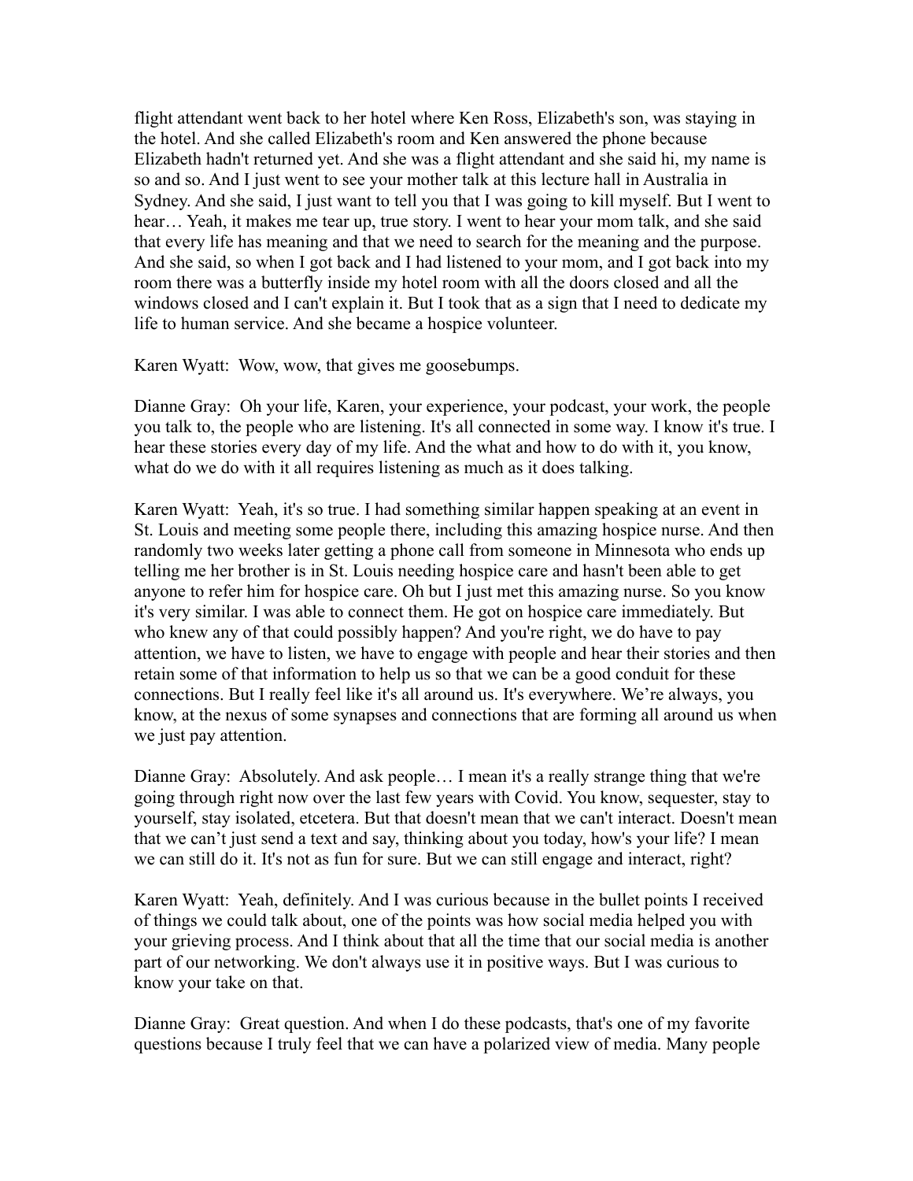flight attendant went back to her hotel where Ken Ross, Elizabeth's son, was staying in the hotel. And she called Elizabeth's room and Ken answered the phone because Elizabeth hadn't returned yet. And she was a flight attendant and she said hi, my name is so and so. And I just went to see your mother talk at this lecture hall in Australia in Sydney. And she said, I just want to tell you that I was going to kill myself. But I went to hear… Yeah, it makes me tear up, true story. I went to hear your mom talk, and she said that every life has meaning and that we need to search for the meaning and the purpose. And she said, so when I got back and I had listened to your mom, and I got back into my room there was a butterfly inside my hotel room with all the doors closed and all the windows closed and I can't explain it. But I took that as a sign that I need to dedicate my life to human service. And she became a hospice volunteer.

Karen Wyatt: Wow, wow, that gives me goosebumps.

Dianne Gray: Oh your life, Karen, your experience, your podcast, your work, the people you talk to, the people who are listening. It's all connected in some way. I know it's true. I hear these stories every day of my life. And the what and how to do with it, you know, what do we do with it all requires listening as much as it does talking.

Karen Wyatt: Yeah, it's so true. I had something similar happen speaking at an event in St. Louis and meeting some people there, including this amazing hospice nurse. And then randomly two weeks later getting a phone call from someone in Minnesota who ends up telling me her brother is in St. Louis needing hospice care and hasn't been able to get anyone to refer him for hospice care. Oh but I just met this amazing nurse. So you know it's very similar. I was able to connect them. He got on hospice care immediately. But who knew any of that could possibly happen? And you're right, we do have to pay attention, we have to listen, we have to engage with people and hear their stories and then retain some of that information to help us so that we can be a good conduit for these connections. But I really feel like it's all around us. It's everywhere. We're always, you know, at the nexus of some synapses and connections that are forming all around us when we just pay attention.

Dianne Gray: Absolutely. And ask people… I mean it's a really strange thing that we're going through right now over the last few years with Covid. You know, sequester, stay to yourself, stay isolated, etcetera. But that doesn't mean that we can't interact. Doesn't mean that we can't just send a text and say, thinking about you today, how's your life? I mean we can still do it. It's not as fun for sure. But we can still engage and interact, right?

Karen Wyatt: Yeah, definitely. And I was curious because in the bullet points I received of things we could talk about, one of the points was how social media helped you with your grieving process. And I think about that all the time that our social media is another part of our networking. We don't always use it in positive ways. But I was curious to know your take on that.

Dianne Gray: Great question. And when I do these podcasts, that's one of my favorite questions because I truly feel that we can have a polarized view of media. Many people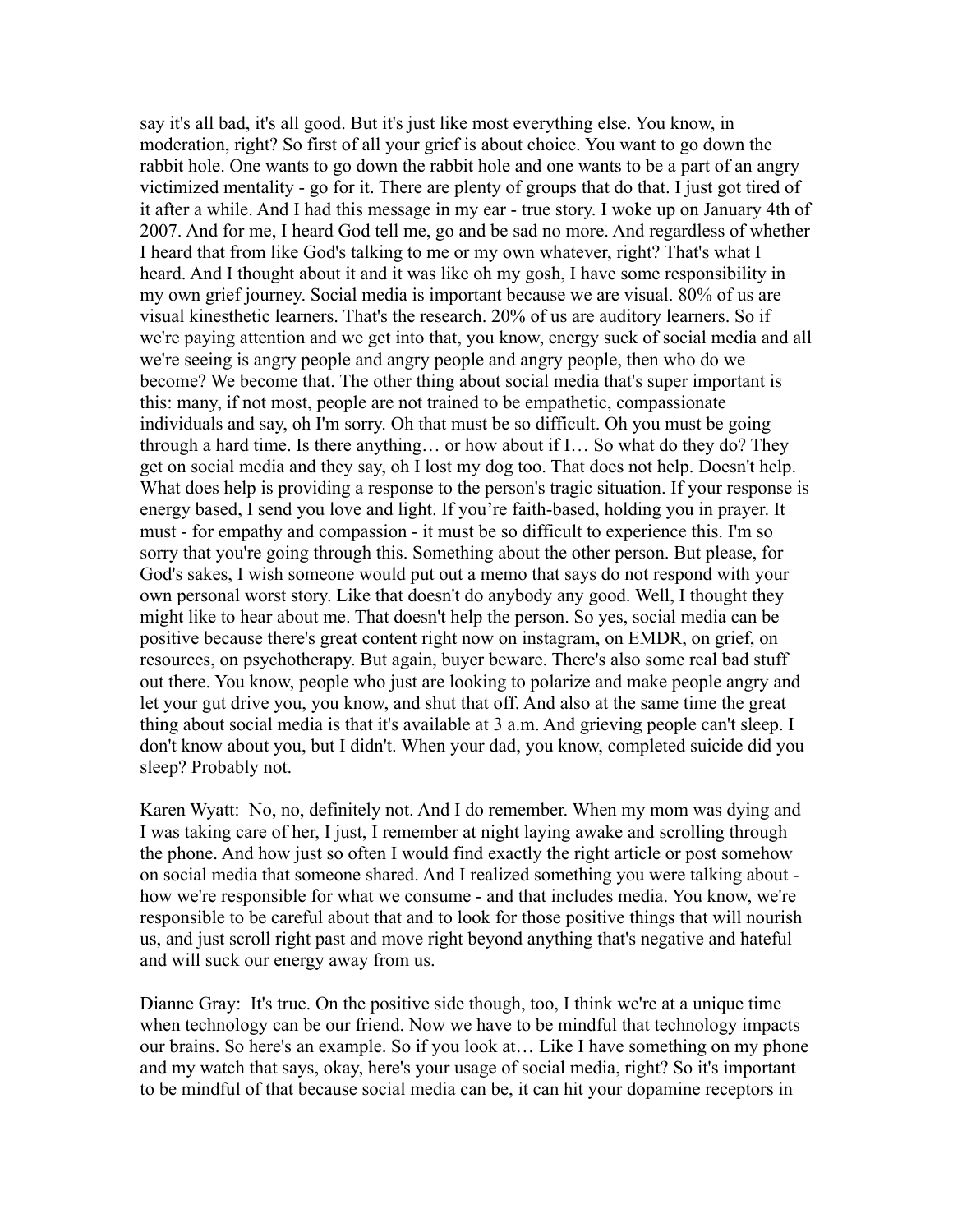say it's all bad, it's all good. But it's just like most everything else. You know, in moderation, right? So first of all your grief is about choice. You want to go down the rabbit hole. One wants to go down the rabbit hole and one wants to be a part of an angry victimized mentality - go for it. There are plenty of groups that do that. I just got tired of it after a while. And I had this message in my ear - true story. I woke up on January 4th of 2007. And for me, I heard God tell me, go and be sad no more. And regardless of whether I heard that from like God's talking to me or my own whatever, right? That's what I heard. And I thought about it and it was like oh my gosh, I have some responsibility in my own grief journey. Social media is important because we are visual. 80% of us are visual kinesthetic learners. That's the research. 20% of us are auditory learners. So if we're paying attention and we get into that, you know, energy suck of social media and all we're seeing is angry people and angry people and angry people, then who do we become? We become that. The other thing about social media that's super important is this: many, if not most, people are not trained to be empathetic, compassionate individuals and say, oh I'm sorry. Oh that must be so difficult. Oh you must be going through a hard time. Is there anything… or how about if I… So what do they do? They get on social media and they say, oh I lost my dog too. That does not help. Doesn't help. What does help is providing a response to the person's tragic situation. If your response is energy based, I send you love and light. If you're faith-based, holding you in prayer. It must - for empathy and compassion - it must be so difficult to experience this. I'm so sorry that you're going through this. Something about the other person. But please, for God's sakes, I wish someone would put out a memo that says do not respond with your own personal worst story. Like that doesn't do anybody any good. Well, I thought they might like to hear about me. That doesn't help the person. So yes, social media can be positive because there's great content right now on instagram, on EMDR, on grief, on resources, on psychotherapy. But again, buyer beware. There's also some real bad stuff out there. You know, people who just are looking to polarize and make people angry and let your gut drive you, you know, and shut that off. And also at the same time the great thing about social media is that it's available at 3 a.m. And grieving people can't sleep. I don't know about you, but I didn't. When your dad, you know, completed suicide did you sleep? Probably not.

Karen Wyatt: No, no, definitely not. And I do remember. When my mom was dying and I was taking care of her, I just, I remember at night laying awake and scrolling through the phone. And how just so often I would find exactly the right article or post somehow on social media that someone shared. And I realized something you were talking about - how we're responsible for what we consume - and that includes media. You know, we're responsible to be careful about that and to look for those positive things that will nourish us, and just scroll right past and move right beyond anything that's negative and hateful and will suck our energy away from us.

Dianne Gray: It's true. On the positive side though, too, I think we're at a unique time when technology can be our friend. Now we have to be mindful that technology impacts our brains. So here's an example. So if you look at… Like I have something on my phone and my watch that says, okay, here's your usage of social media, right? So it's important to be mindful of that because social media can be, it can hit your dopamine receptors in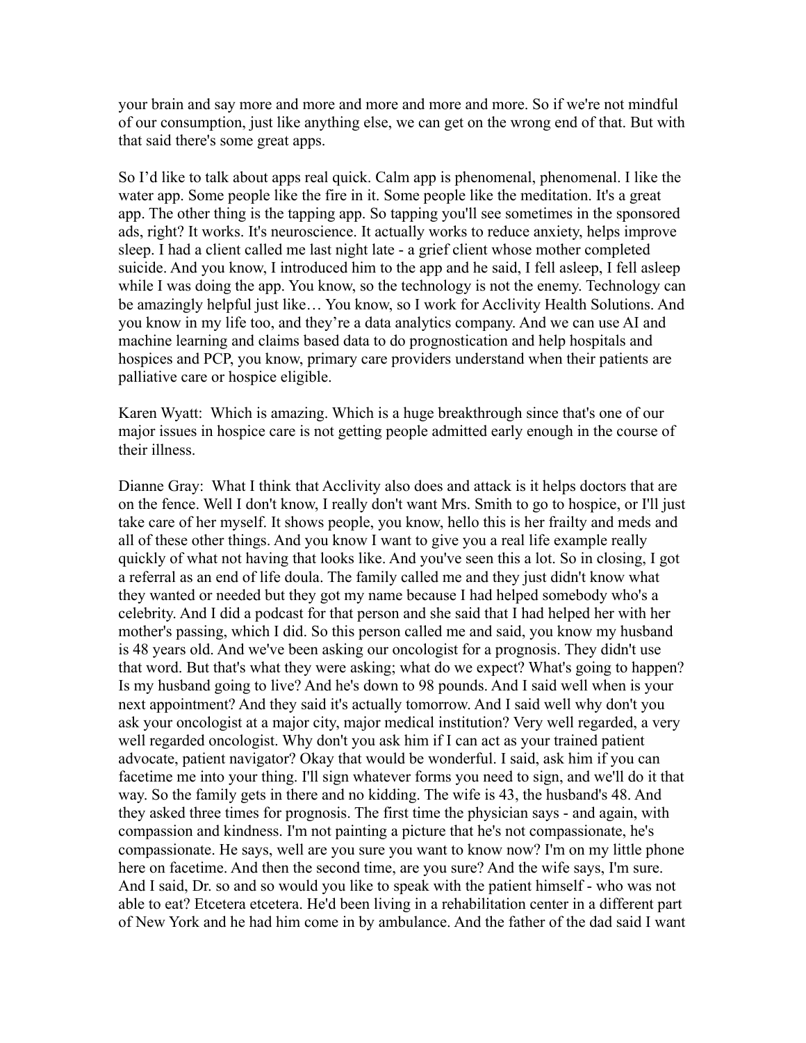your brain and say more and more and more and more and more. So if we're not mindful of our consumption, just like anything else, we can get on the wrong end of that. But with that said there's some great apps.

So I'd like to talk about apps real quick. Calm app is phenomenal, phenomenal. I like the water app. Some people like the fire in it. Some people like the meditation. It's a great app. The other thing is the tapping app. So tapping you'll see sometimes in the sponsored ads, right? It works. It's neuroscience. It actually works to reduce anxiety, helps improve sleep. I had a client called me last night late - a grief client whose mother completed suicide. And you know, I introduced him to the app and he said, I fell asleep, I fell asleep while I was doing the app. You know, so the technology is not the enemy. Technology can be amazingly helpful just like… You know, so I work for Acclivity Health Solutions. And you know in my life too, and they're a data analytics company. And we can use AI and machine learning and claims based data to do prognostication and help hospitals and hospices and PCP, you know, primary care providers understand when their patients are palliative care or hospice eligible.

Karen Wyatt: Which is amazing. Which is a huge breakthrough since that's one of our major issues in hospice care is not getting people admitted early enough in the course of their illness.

Dianne Gray: What I think that Acclivity also does and attack is it helps doctors that are on the fence. Well I don't know, I really don't want Mrs. Smith to go to hospice, or I'll just take care of her myself. It shows people, you know, hello this is her frailty and meds and all of these other things. And you know I want to give you a real life example really quickly of what not having that looks like. And you've seen this a lot. So in closing, I got a referral as an end of life doula. The family called me and they just didn't know what they wanted or needed but they got my name because I had helped somebody who's a celebrity. And I did a podcast for that person and she said that I had helped her with her mother's passing, which I did. So this person called me and said, you know my husband is 48 years old. And we've been asking our oncologist for a prognosis. They didn't use that word. But that's what they were asking; what do we expect? What's going to happen? Is my husband going to live? And he's down to 98 pounds. And I said well when is your next appointment? And they said it's actually tomorrow. And I said well why don't you ask your oncologist at a major city, major medical institution? Very well regarded, a very well regarded oncologist. Why don't you ask him if I can act as your trained patient advocate, patient navigator? Okay that would be wonderful. I said, ask him if you can facetime me into your thing. I'll sign whatever forms you need to sign, and we'll do it that way. So the family gets in there and no kidding. The wife is 43, the husband's 48. And they asked three times for prognosis. The first time the physician says - and again, with compassion and kindness. I'm not painting a picture that he's not compassionate, he's compassionate. He says, well are you sure you want to know now? I'm on my little phone here on facetime. And then the second time, are you sure? And the wife says, I'm sure. And I said, Dr. so and so would you like to speak with the patient himself - who was not able to eat? Etcetera etcetera. He'd been living in a rehabilitation center in a different part of New York and he had him come in by ambulance. And the father of the dad said I want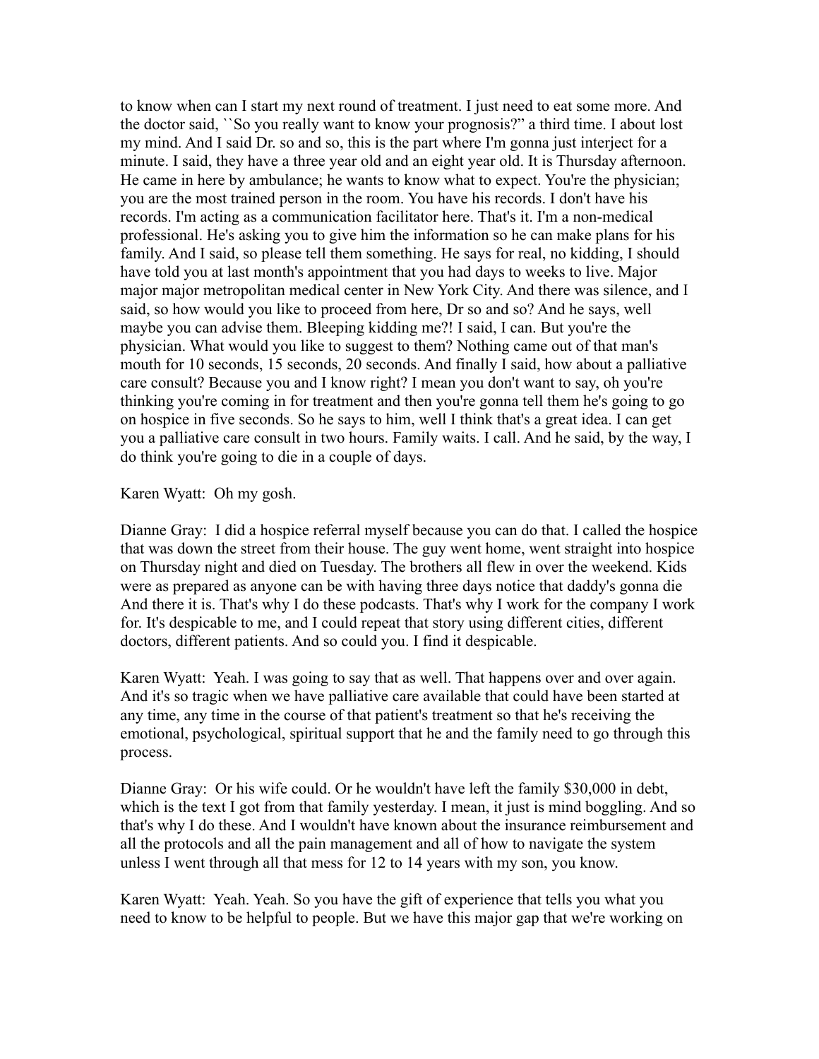to know when can I start my next round of treatment. I just need to eat some more. And the doctor said, ``So you really want to know your prognosis?" a third time. I about lost my mind. And I said Dr. so and so, this is the part where I'm gonna just interject for a minute. I said, they have a three year old and an eight year old. It is Thursday afternoon. He came in here by ambulance; he wants to know what to expect. You're the physician; you are the most trained person in the room. You have his records. I don't have his records. I'm acting as a communication facilitator here. That's it. I'm a non-medical professional. He's asking you to give him the information so he can make plans for his family. And I said, so please tell them something. He says for real, no kidding, I should have told you at last month's appointment that you had days to weeks to live. Major major major metropolitan medical center in New York City. And there was silence, and I said, so how would you like to proceed from here, Dr so and so? And he says, well maybe you can advise them. Bleeping kidding me?! I said, I can. But you're the physician. What would you like to suggest to them? Nothing came out of that man's mouth for 10 seconds, 15 seconds, 20 seconds. And finally I said, how about a palliative care consult? Because you and I know right? I mean you don't want to say, oh you're thinking you're coming in for treatment and then you're gonna tell them he's going to go on hospice in five seconds. So he says to him, well I think that's a great idea. I can get you a palliative care consult in two hours. Family waits. I call. And he said, by the way, I do think you're going to die in a couple of days.

Karen Wyatt: Oh my gosh.

Dianne Gray: I did a hospice referral myself because you can do that. I called the hospice that was down the street from their house. The guy went home, went straight into hospice on Thursday night and died on Tuesday. The brothers all flew in over the weekend. Kids were as prepared as anyone can be with having three days notice that daddy's gonna die And there it is. That's why I do these podcasts. That's why I work for the company I work for. It's despicable to me, and I could repeat that story using different cities, different doctors, different patients. And so could you. I find it despicable.

Karen Wyatt: Yeah. I was going to say that as well. That happens over and over again. And it's so tragic when we have palliative care available that could have been started at any time, any time in the course of that patient's treatment so that he's receiving the emotional, psychological, spiritual support that he and the family need to go through this process.

Dianne Gray: Or his wife could. Or he wouldn't have left the family $30,000 in debt, which is the text I got from that family yesterday. I mean, it just is mind boggling. And so that's why I do these. And I wouldn't have known about the insurance reimbursement and all the protocols and all the pain management and all of how to navigate the system unless I went through all that mess for 12 to 14 years with my son, you know.

Karen Wyatt: Yeah. Yeah. So you have the gift of experience that tells you what you need to know to be helpful to people. But we have this major gap that we're working on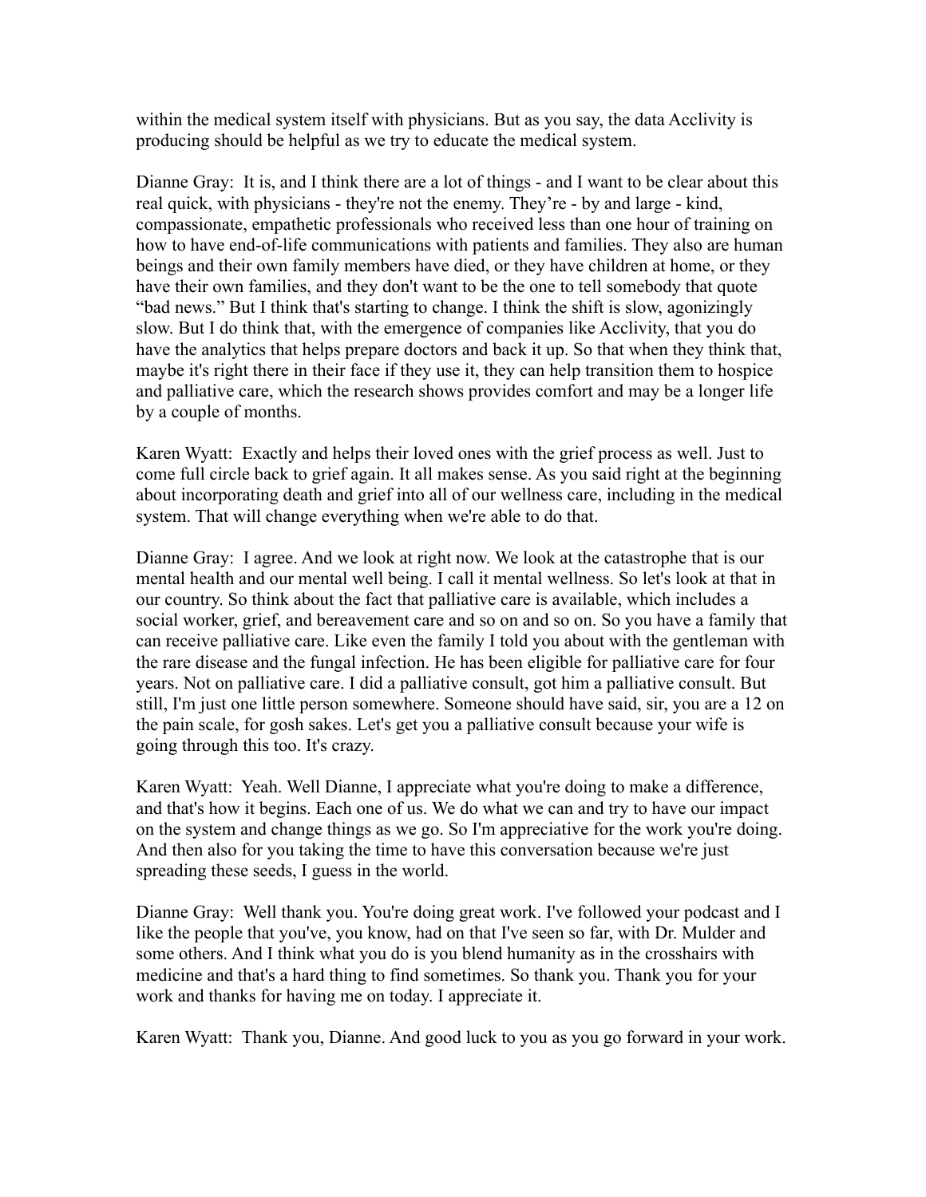within the medical system itself with physicians. But as you say, the data Acclivity is producing should be helpful as we try to educate the medical system.

Dianne Gray: It is, and I think there are a lot of things - and I want to be clear about this real quick, with physicians - they're not the enemy. They're - by and large - kind, compassionate, empathetic professionals who received less than one hour of training on how to have end-of-life communications with patients and families. They also are human beings and their own family members have died, or they have children at home, or they have their own families, and they don't want to be the one to tell somebody that quote "bad news." But I think that's starting to change. I think the shift is slow, agonizingly slow. But I do think that, with the emergence of companies like Acclivity, that you do have the analytics that helps prepare doctors and back it up. So that when they think that, maybe it's right there in their face if they use it, they can help transition them to hospice and palliative care, which the research shows provides comfort and may be a longer life by a couple of months.

Karen Wyatt: Exactly and helps their loved ones with the grief process as well. Just to come full circle back to grief again. It all makes sense. As you said right at the beginning about incorporating death and grief into all of our wellness care, including in the medical system. That will change everything when we're able to do that.

Dianne Gray: I agree. And we look at right now. We look at the catastrophe that is our mental health and our mental well being. I call it mental wellness. So let's look at that in our country. So think about the fact that palliative care is available, which includes a social worker, grief, and bereavement care and so on and so on. So you have a family that can receive palliative care. Like even the family I told you about with the gentleman with the rare disease and the fungal infection. He has been eligible for palliative care for four years. Not on palliative care. I did a palliative consult, got him a palliative consult. But still, I'm just one little person somewhere. Someone should have said, sir, you are a 12 on the pain scale, for gosh sakes. Let's get you a palliative consult because your wife is going through this too. It's crazy.

Karen Wyatt: Yeah. Well Dianne, I appreciate what you're doing to make a difference, and that's how it begins. Each one of us. We do what we can and try to have our impact on the system and change things as we go. So I'm appreciative for the work you're doing. And then also for you taking the time to have this conversation because we're just spreading these seeds, I guess in the world.

Dianne Gray: Well thank you. You're doing great work. I've followed your podcast and I like the people that you've, you know, had on that I've seen so far, with Dr. Mulder and some others. And I think what you do is you blend humanity as in the crosshairs with medicine and that's a hard thing to find sometimes. So thank you. Thank you for your work and thanks for having me on today. I appreciate it.

Karen Wyatt: Thank you, Dianne. And good luck to you as you go forward in your work.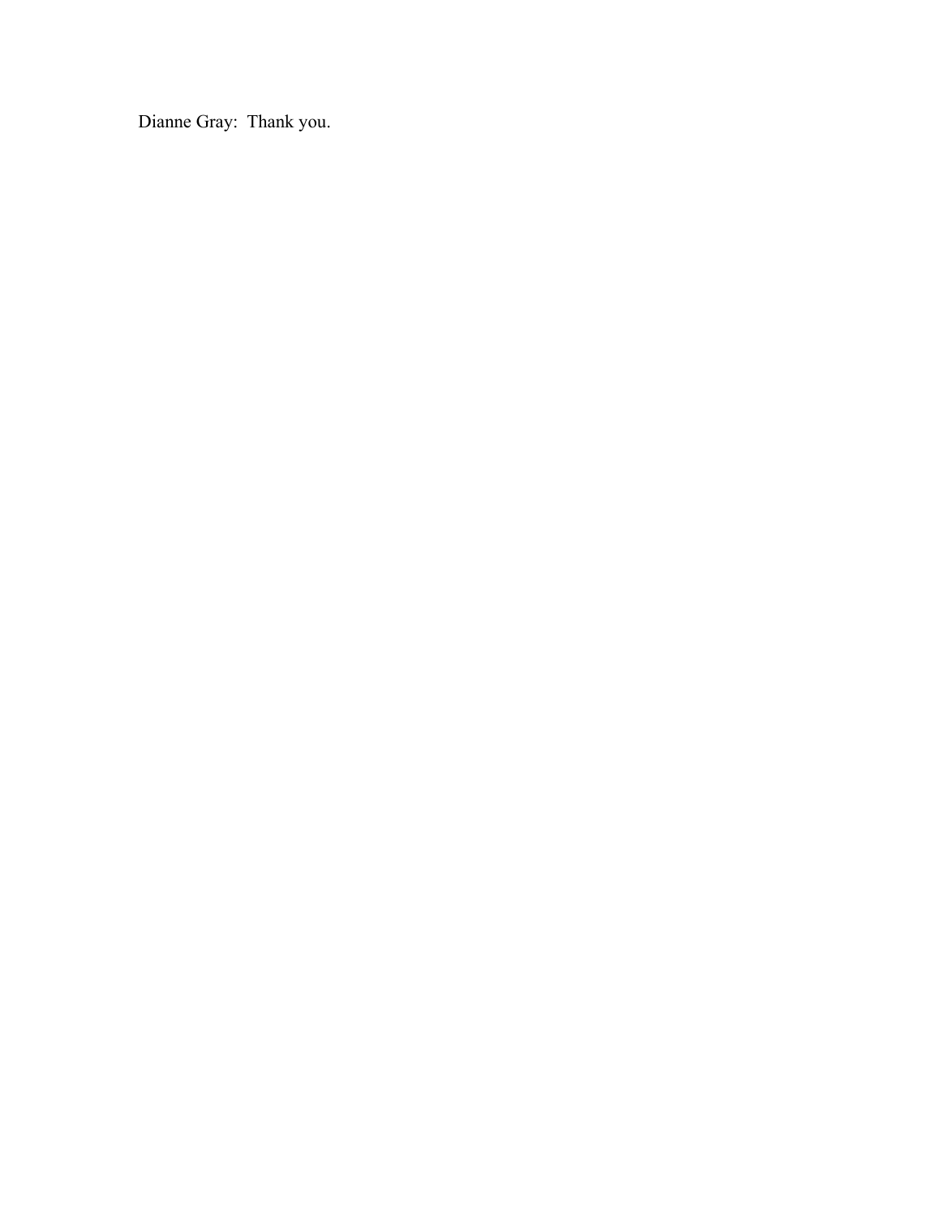Dianne Gray:  Thank you.